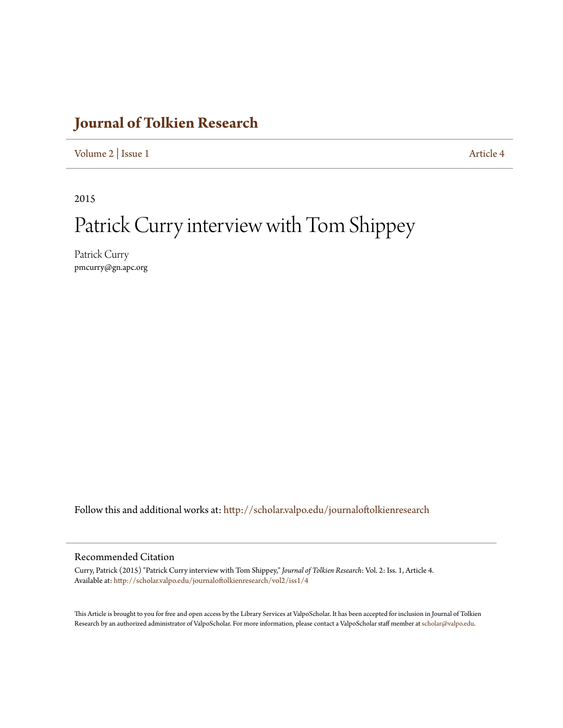# Journal of Tolkien Research

Volume 2 | Issue 1 Article 4

2015

# Patrick Curry interview with Tom Shippey

Patrick Curry
pmcurry@gn.apc.org

Follow this and additional works at: http://scholar.valpo.edu/journaloftolkienresearch

## Recommended Citation

Curry, Patrick (2015) "Patrick Curry interview with Tom Shippey," *Journal of Tolkien Research*: Vol. 2: Iss. 1, Article 4.
Available at: http://scholar.valpo.edu/journaloftolkienresearch/vol2/iss1/4

This Article is brought to you for free and open access by the Library Services at ValpoScholar. It has been accepted for inclusion in Journal of Tolkien Research by an authorized administrator of ValpoScholar. For more information, please contact a ValpoScholar staff member at scholar@valpo.edu.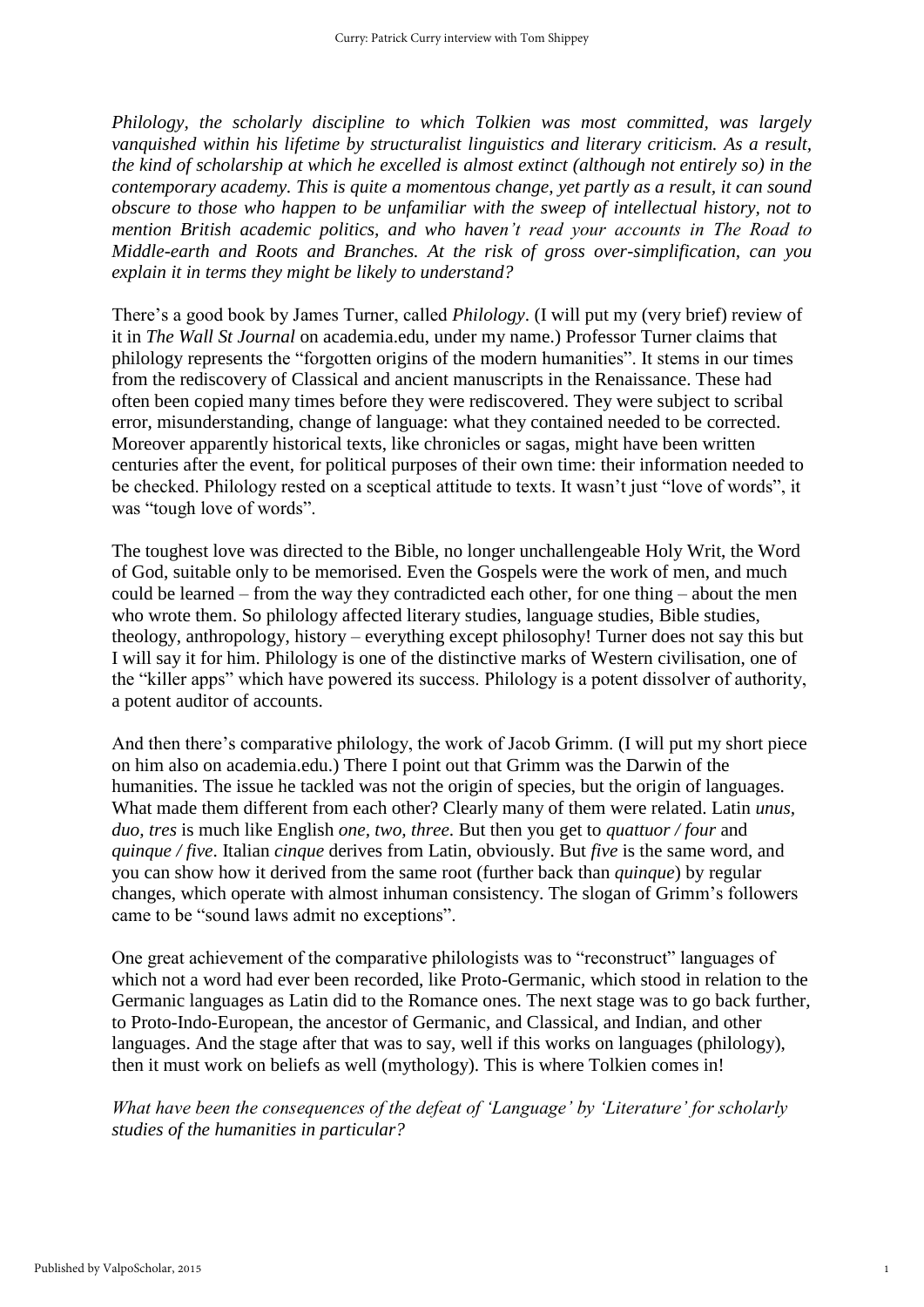*Philology, the scholarly discipline to which Tolkien was most committed, was largely vanquished within his lifetime by structuralist linguistics and literary criticism. As a result, the kind of scholarship at which he excelled is almost extinct (although not entirely so) in the contemporary academy. This is quite a momentous change, yet partly as a result, it can sound obscure to those who happen to be unfamiliar with the sweep of intellectual history, not to mention British academic politics, and who haven't read your accounts in The Road to Middle-earth and Roots and Branches. At the risk of gross over-simplification, can you explain it in terms they might be likely to understand?*

There's a good book by James Turner, called *Philology*. (I will put my (very brief) review of it in *The Wall St Journal* on academia.edu, under my name.) Professor Turner claims that philology represents the "forgotten origins of the modern humanities". It stems in our times from the rediscovery of Classical and ancient manuscripts in the Renaissance. These had often been copied many times before they were rediscovered. They were subject to scribal error, misunderstanding, change of language: what they contained needed to be corrected. Moreover apparently historical texts, like chronicles or sagas, might have been written centuries after the event, for political purposes of their own time: their information needed to be checked. Philology rested on a sceptical attitude to texts. It wasn't just "love of words", it was "tough love of words".

The toughest love was directed to the Bible, no longer unchallengeable Holy Writ, the Word of God, suitable only to be memorised. Even the Gospels were the work of men, and much could be learned – from the way they contradicted each other, for one thing – about the men who wrote them. So philology affected literary studies, language studies, Bible studies, theology, anthropology, history – everything except philosophy! Turner does not say this but I will say it for him. Philology is one of the distinctive marks of Western civilisation, one of the "killer apps" which have powered its success. Philology is a potent dissolver of authority, a potent auditor of accounts.

And then there's comparative philology, the work of Jacob Grimm. (I will put my short piece on him also on academia.edu.) There I point out that Grimm was the Darwin of the humanities. The issue he tackled was not the origin of species, but the origin of languages. What made them different from each other? Clearly many of them were related. Latin *unus, duo, tres* is much like English *one, two, three*. But then you get to *quattuor / four* and *quinque / five*. Italian *cinque* derives from Latin, obviously. But *five* is the same word, and you can show how it derived from the same root (further back than *quinque*) by regular changes, which operate with almost inhuman consistency. The slogan of Grimm's followers came to be "sound laws admit no exceptions".

One great achievement of the comparative philologists was to "reconstruct" languages of which not a word had ever been recorded, like Proto-Germanic, which stood in relation to the Germanic languages as Latin did to the Romance ones. The next stage was to go back further, to Proto-Indo-European, the ancestor of Germanic, and Classical, and Indian, and other languages. And the stage after that was to say, well if this works on languages (philology), then it must work on beliefs as well (mythology). This is where Tolkien comes in!

*What have been the consequences of the defeat of 'Language' by 'Literature' for scholarly studies of the humanities in particular?*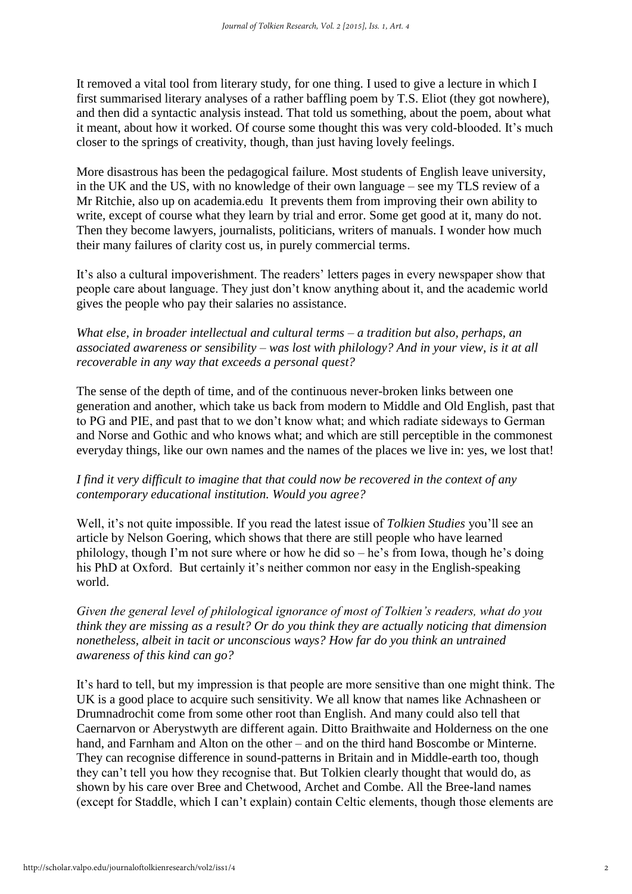It removed a vital tool from literary study, for one thing. I used to give a lecture in which I first summarised literary analyses of a rather baffling poem by T.S. Eliot (they got nowhere), and then did a syntactic analysis instead. That told us something, about the poem, about what it meant, about how it worked. Of course some thought this was very cold-blooded. It's much closer to the springs of creativity, though, than just having lovely feelings.

More disastrous has been the pedagogical failure. Most students of English leave university, in the UK and the US, with no knowledge of their own language – see my TLS review of a Mr Ritchie, also up on academia.edu It prevents them from improving their own ability to write, except of course what they learn by trial and error. Some get good at it, many do not. Then they become lawyers, journalists, politicians, writers of manuals. I wonder how much their many failures of clarity cost us, in purely commercial terms.

It's also a cultural impoverishment. The readers' letters pages in every newspaper show that people care about language. They just don't know anything about it, and the academic world gives the people who pay their salaries no assistance.

*What else, in broader intellectual and cultural terms – a tradition but also, perhaps, an associated awareness or sensibility – was lost with philology? And in your view, is it at all recoverable in any way that exceeds a personal quest?*

The sense of the depth of time, and of the continuous never-broken links between one generation and another, which take us back from modern to Middle and Old English, past that to PG and PIE, and past that to we don't know what; and which radiate sideways to German and Norse and Gothic and who knows what; and which are still perceptible in the commonest everyday things, like our own names and the names of the places we live in: yes, we lost that!

*I find it very difficult to imagine that that could now be recovered in the context of any contemporary educational institution. Would you agree?*

Well, it's not quite impossible. If you read the latest issue of *Tolkien Studies* you'll see an article by Nelson Goering, which shows that there are still people who have learned philology, though I'm not sure where or how he did so – he's from Iowa, though he's doing his PhD at Oxford. But certainly it's neither common nor easy in the English-speaking world.

*Given the general level of philological ignorance of most of Tolkien's readers, what do you think they are missing as a result? Or do you think they are actually noticing that dimension nonetheless, albeit in tacit or unconscious ways? How far do you think an untrained awareness of this kind can go?*

It's hard to tell, but my impression is that people are more sensitive than one might think. The UK is a good place to acquire such sensitivity. We all know that names like Achnasheen or Drumnadrochit come from some other root than English. And many could also tell that Caernarvon or Aberystwyth are different again. Ditto Braithwaite and Holderness on the one hand, and Farnham and Alton on the other – and on the third hand Boscombe or Minterne. They can recognise difference in sound-patterns in Britain and in Middle-earth too, though they can't tell you how they recognise that. But Tolkien clearly thought that would do, as shown by his care over Bree and Chetwood, Archet and Combe. All the Bree-land names (except for Staddle, which I can't explain) contain Celtic elements, though those elements are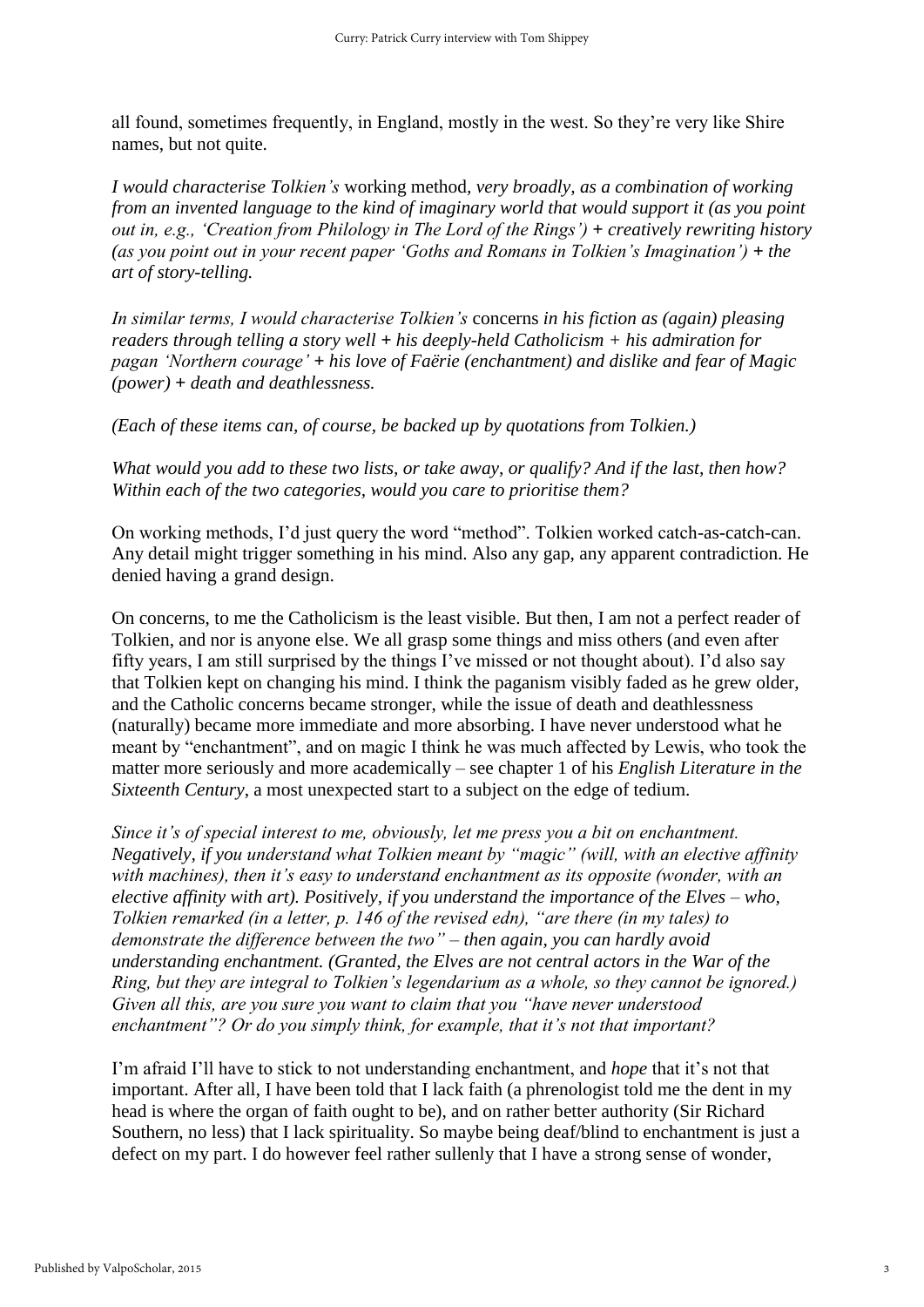all found, sometimes frequently, in England, mostly in the west. So they're very like Shire names, but not quite.

*I would characterise Tolkien's* working method*, very broadly, as a combination of working from an invented language to the kind of imaginary world that would support it (as you point out in, e.g., 'Creation from Philology in The Lord of the Rings') + creatively rewriting history (as you point out in your recent paper 'Goths and Romans in Tolkien's Imagination') + the art of story-telling.*

*In similar terms, I would characterise Tolkien's* concerns *in his fiction as (again) pleasing readers through telling a story well + his deeply-held Catholicism + his admiration for pagan 'Northern courage' + his love of Faërie (enchantment) and dislike and fear of Magic (power) + death and deathlessness.*

*(Each of these items can, of course, be backed up by quotations from Tolkien.)*

*What would you add to these two lists, or take away, or qualify? And if the last, then how? Within each of the two categories, would you care to prioritise them?*

On working methods, I'd just query the word "method". Tolkien worked catch-as-catch-can. Any detail might trigger something in his mind. Also any gap, any apparent contradiction. He denied having a grand design.

On concerns, to me the Catholicism is the least visible. But then, I am not a perfect reader of Tolkien, and nor is anyone else. We all grasp some things and miss others (and even after fifty years, I am still surprised by the things I've missed or not thought about). I'd also say that Tolkien kept on changing his mind. I think the paganism visibly faded as he grew older, and the Catholic concerns became stronger, while the issue of death and deathlessness (naturally) became more immediate and more absorbing. I have never understood what he meant by "enchantment", and on magic I think he was much affected by Lewis, who took the matter more seriously and more academically – see chapter 1 of his *English Literature in the Sixteenth Century*, a most unexpected start to a subject on the edge of tedium.

*Since it's of special interest to me, obviously, let me press you a bit on enchantment. Negatively, if you understand what Tolkien meant by "magic" (will, with an elective affinity with machines), then it's easy to understand enchantment as its opposite (wonder, with an elective affinity with art). Positively, if you understand the importance of the Elves – who, Tolkien remarked (in a letter, p. 146 of the revised edn), "are there (in my tales) to demonstrate the difference between the two" – then again, you can hardly avoid understanding enchantment. (Granted, the Elves are not central actors in the War of the Ring, but they are integral to Tolkien's legendarium as a whole, so they cannot be ignored.) Given all this, are you sure you want to claim that you "have never understood enchantment"? Or do you simply think, for example, that it's not that important?*

I'm afraid I'll have to stick to not understanding enchantment, and *hope* that it's not that important. After all, I have been told that I lack faith (a phrenologist told me the dent in my head is where the organ of faith ought to be), and on rather better authority (Sir Richard Southern, no less) that I lack spirituality. So maybe being deaf/blind to enchantment is just a defect on my part. I do however feel rather sullenly that I have a strong sense of wonder,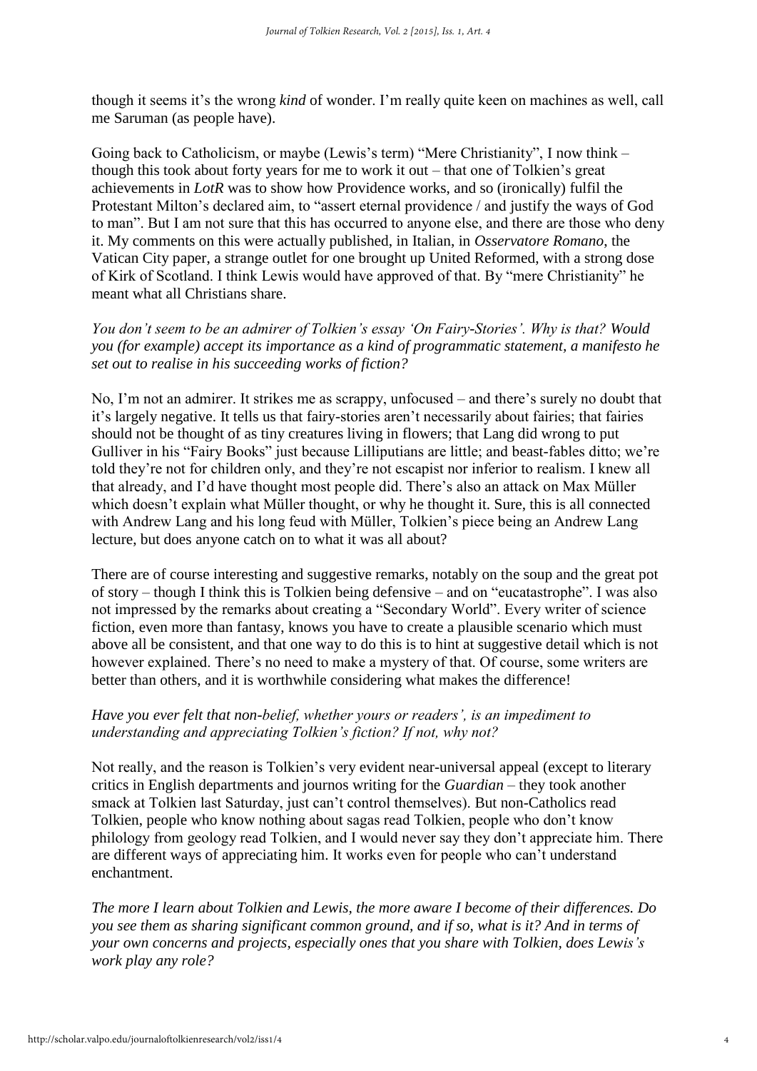though it seems it's the wrong *kind* of wonder. I'm really quite keen on machines as well, call me Saruman (as people have).

Going back to Catholicism, or maybe (Lewis's term) "Mere Christianity", I now think – though this took about forty years for me to work it out – that one of Tolkien's great achievements in *LotR* was to show how Providence works, and so (ironically) fulfil the Protestant Milton's declared aim, to "assert eternal providence / and justify the ways of God to man". But I am not sure that this has occurred to anyone else, and there are those who deny it. My comments on this were actually published, in Italian, in *Osservatore Romano*, the Vatican City paper, a strange outlet for one brought up United Reformed, with a strong dose of Kirk of Scotland. I think Lewis would have approved of that. By "mere Christianity" he meant what all Christians share.

*You don't seem to be an admirer of Tolkien's essay 'On Fairy-Stories'. Why is that? Would you (for example) accept its importance as a kind of programmatic statement, a manifesto he set out to realise in his succeeding works of fiction?*

No, I'm not an admirer. It strikes me as scrappy, unfocused – and there's surely no doubt that it's largely negative. It tells us that fairy-stories aren't necessarily about fairies; that fairies should not be thought of as tiny creatures living in flowers; that Lang did wrong to put Gulliver in his "Fairy Books" just because Lilliputians are little; and beast-fables ditto; we're told they're not for children only, and they're not escapist nor inferior to realism. I knew all that already, and I'd have thought most people did. There's also an attack on Max Müller which doesn't explain what Müller thought, or why he thought it. Sure, this is all connected with Andrew Lang and his long feud with Müller, Tolkien's piece being an Andrew Lang lecture, but does anyone catch on to what it was all about?

There are of course interesting and suggestive remarks, notably on the soup and the great pot of story – though I think this is Tolkien being defensive – and on "eucatastrophe". I was also not impressed by the remarks about creating a "Secondary World". Every writer of science fiction, even more than fantasy, knows you have to create a plausible scenario which must above all be consistent, and that one way to do this is to hint at suggestive detail which is not however explained. There's no need to make a mystery of that. Of course, some writers are better than others, and it is worthwhile considering what makes the difference!

*Have you ever felt that non-belief, whether yours or readers', is an impediment to understanding and appreciating Tolkien's fiction? If not, why not?*

Not really, and the reason is Tolkien's very evident near-universal appeal (except to literary critics in English departments and journos writing for the *Guardian* – they took another smack at Tolkien last Saturday, just can't control themselves). But non-Catholics read Tolkien, people who know nothing about sagas read Tolkien, people who don't know philology from geology read Tolkien, and I would never say they don't appreciate him. There are different ways of appreciating him. It works even for people who can't understand enchantment.

*The more I learn about Tolkien and Lewis, the more aware I become of their differences. Do you see them as sharing significant common ground, and if so, what is it? And in terms of your own concerns and projects, especially ones that you share with Tolkien, does Lewis's work play any role?*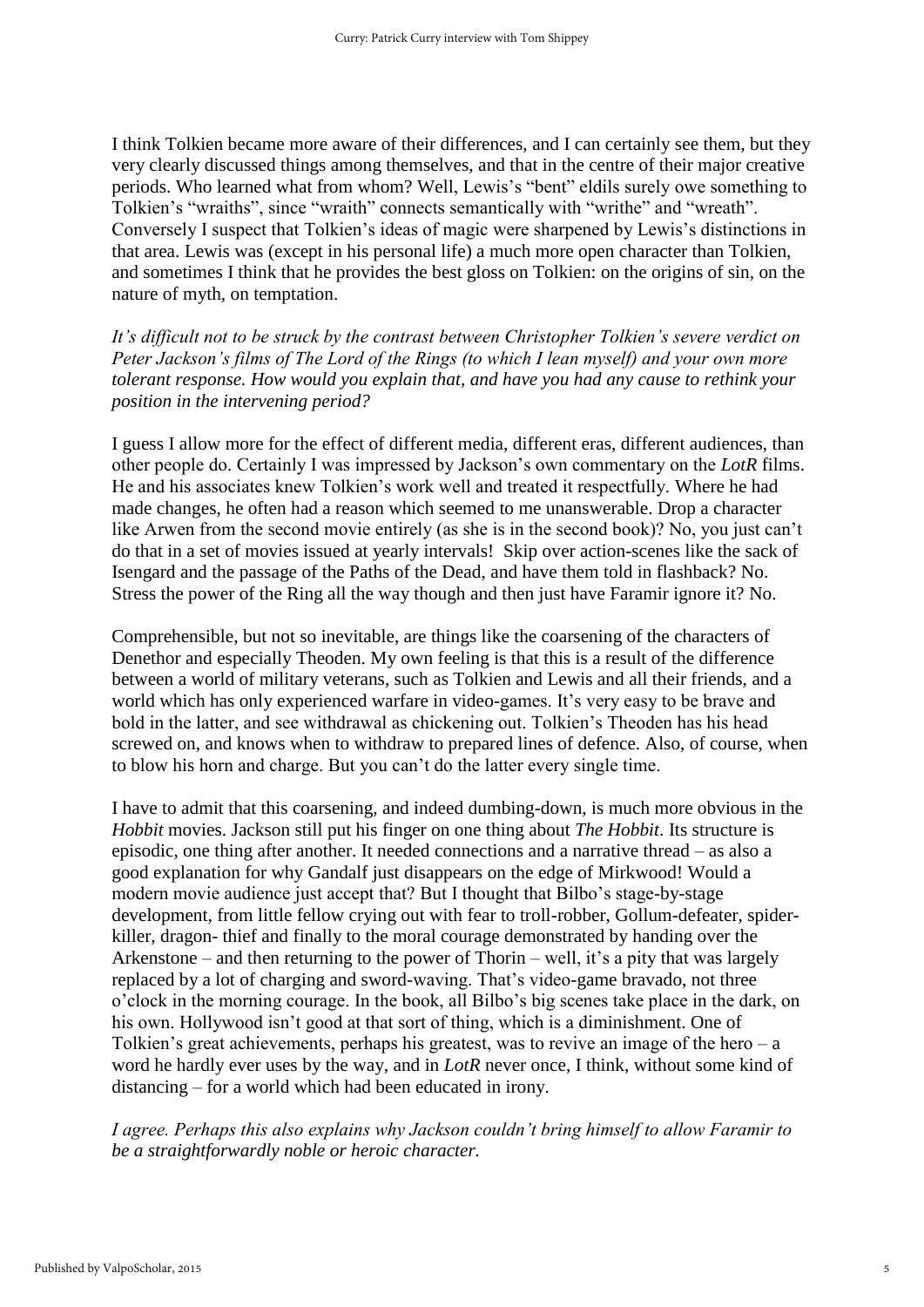I think Tolkien became more aware of their differences, and I can certainly see them, but they very clearly discussed things among themselves, and that in the centre of their major creative periods. Who learned what from whom? Well, Lewis's "bent" eldils surely owe something to Tolkien's "wraiths", since "wraith" connects semantically with "writhe" and "wreath". Conversely I suspect that Tolkien's ideas of magic were sharpened by Lewis's distinctions in that area. Lewis was (except in his personal life) a much more open character than Tolkien, and sometimes I think that he provides the best gloss on Tolkien: on the origins of sin, on the nature of myth, on temptation.

*It's difficult not to be struck by the contrast between Christopher Tolkien's severe verdict on Peter Jackson's films of The Lord of the Rings (to which I lean myself) and your own more tolerant response. How would you explain that, and have you had any cause to rethink your position in the intervening period?*

I guess I allow more for the effect of different media, different eras, different audiences, than other people do. Certainly I was impressed by Jackson's own commentary on the *LotR* films. He and his associates knew Tolkien's work well and treated it respectfully. Where he had made changes, he often had a reason which seemed to me unanswerable. Drop a character like Arwen from the second movie entirely (as she is in the second book)? No, you just can't do that in a set of movies issued at yearly intervals! Skip over action-scenes like the sack of Isengard and the passage of the Paths of the Dead, and have them told in flashback? No. Stress the power of the Ring all the way though and then just have Faramir ignore it? No.

Comprehensible, but not so inevitable, are things like the coarsening of the characters of Denethor and especially Theoden. My own feeling is that this is a result of the difference between a world of military veterans, such as Tolkien and Lewis and all their friends, and a world which has only experienced warfare in video-games. It's very easy to be brave and bold in the latter, and see withdrawal as chickening out. Tolkien's Theoden has his head screwed on, and knows when to withdraw to prepared lines of defence. Also, of course, when to blow his horn and charge. But you can't do the latter every single time.

I have to admit that this coarsening, and indeed dumbing-down, is much more obvious in the *Hobbit* movies. Jackson still put his finger on one thing about *The Hobbit*. Its structure is episodic, one thing after another. It needed connections and a narrative thread – as also a good explanation for why Gandalf just disappears on the edge of Mirkwood! Would a modern movie audience just accept that? But I thought that Bilbo's stage-by-stage development, from little fellow crying out with fear to troll-robber, Gollum-defeater, spider-killer, dragon- thief and finally to the moral courage demonstrated by handing over the Arkenstone – and then returning to the power of Thorin – well, it's a pity that was largely replaced by a lot of charging and sword-waving. That's video-game bravado, not three o'clock in the morning courage. In the book, all Bilbo's big scenes take place in the dark, on his own. Hollywood isn't good at that sort of thing, which is a diminishment. One of Tolkien's great achievements, perhaps his greatest, was to revive an image of the hero – a word he hardly ever uses by the way, and in *LotR* never once, I think, without some kind of distancing – for a world which had been educated in irony.

*I agree. Perhaps this also explains why Jackson couldn't bring himself to allow Faramir to be a straightforwardly noble or heroic character.*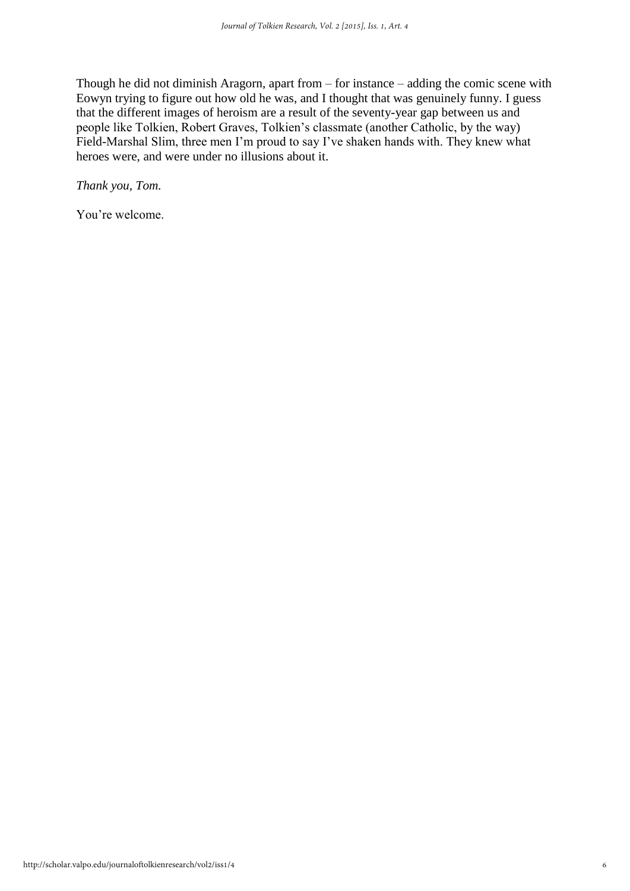Though he did not diminish Aragorn, apart from – for instance – adding the comic scene with Eowyn trying to figure out how old he was, and I thought that was genuinely funny. I guess that the different images of heroism are a result of the seventy-year gap between us and people like Tolkien, Robert Graves, Tolkien's classmate (another Catholic, by the way) Field-Marshal Slim, three men I'm proud to say I've shaken hands with. They knew what heroes were, and were under no illusions about it.

*Thank you, Tom.*

You're welcome.